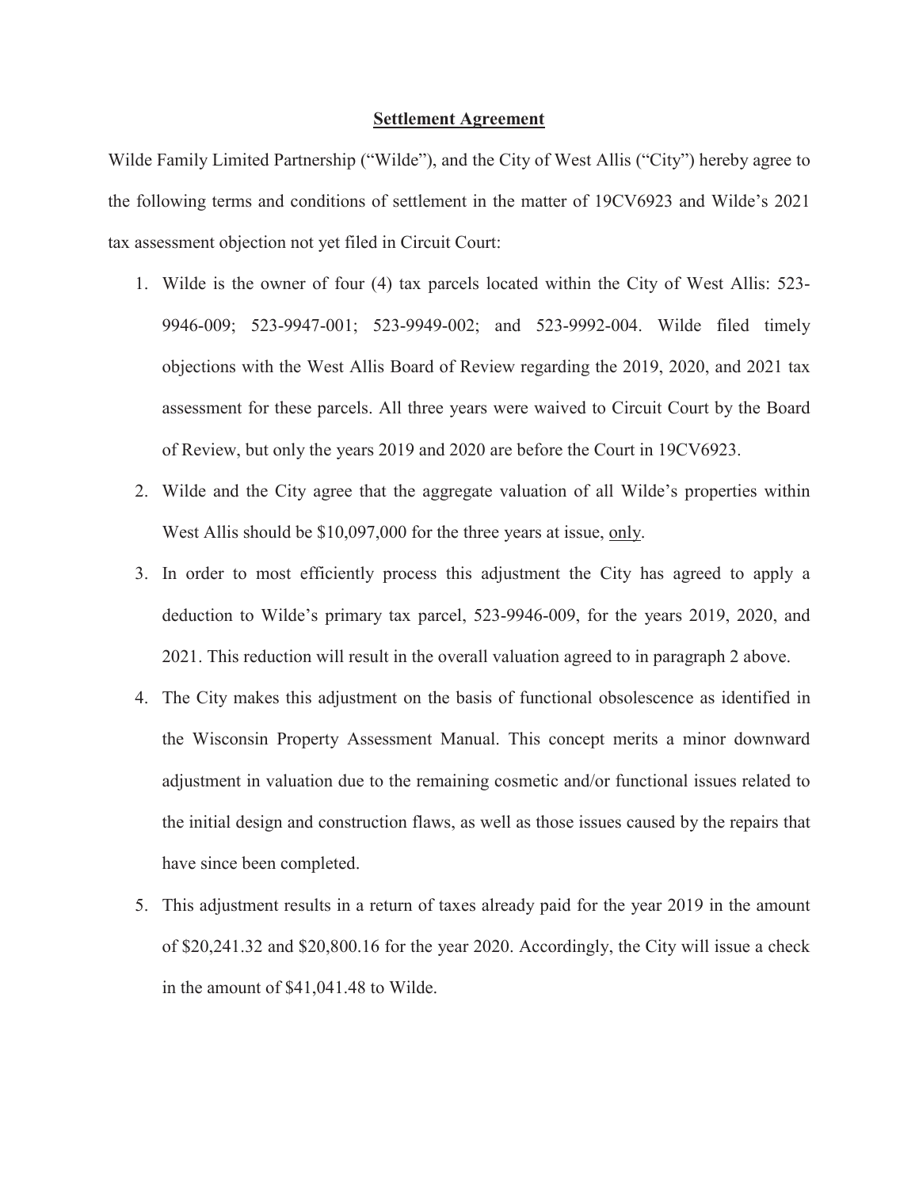# **Settlement Agreement**

Wilde Family Limited Partnership ("Wilde"), and the City of West Allis ("City") hereby agree to the following terms and conditions of settlement in the matter of 19CV6923 and Wilde's 2021 tax assessment objection not yet filed in Circuit Court:

1. Wilde is the owner of four (4) tax parcels located within the City of West Allis: 523-9946-009; 523-9947-001; 523-9949-002; and 523-9992-004. Wilde filed timely objections with the West Allis Board of Review regarding the 2019, 2020, and 2021 tax assessment for these parcels. All three years were waived to Circuit Court by the Board of Review, but only the years 2019 and 2020 are before the Court in 19CV6923.
2. Wilde and the City agree that the aggregate valuation of all Wilde's properties within West Allis should be $10,097,000 for the three years at issue, <u>only</u>.
3. In order to most efficiently process this adjustment the City has agreed to apply a deduction to Wilde's primary tax parcel, 523-9946-009, for the years 2019, 2020, and 2021. This reduction will result in the overall valuation agreed to in paragraph 2 above.
4. The City makes this adjustment on the basis of functional obsolescence as identified in the Wisconsin Property Assessment Manual. This concept merits a minor downward adjustment in valuation due to the remaining cosmetic and/or functional issues related to the initial design and construction flaws, as well as those issues caused by the repairs that have since been completed.
5. This adjustment results in a return of taxes already paid for the year 2019 in the amount of $20,241.32 and $20,800.16 for the year 2020. Accordingly, the City will issue a check in the amount of $41,041.48 to Wilde.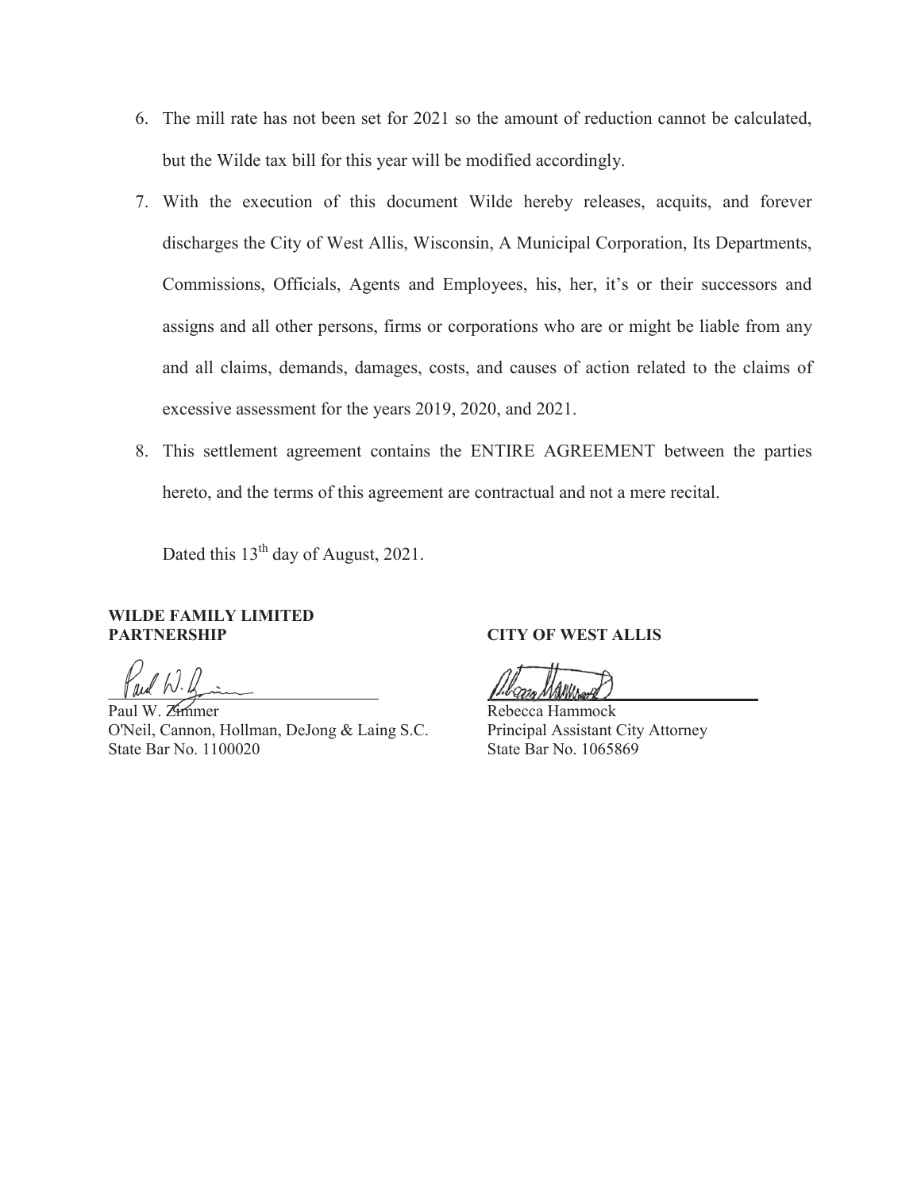6. The mill rate has not been set for 2021 so the amount of reduction cannot be calculated, but the Wilde tax bill for this year will be modified accordingly.

7. With the execution of this document Wilde hereby releases, acquits, and forever discharges the City of West Allis, Wisconsin, A Municipal Corporation, Its Departments, Commissions, Officials, Agents and Employees, his, her, it's or their successors and assigns and all other persons, firms or corporations who are or might be liable from any and all claims, demands, damages, costs, and causes of action related to the claims of excessive assessment for the years 2019, 2020, and 2021.

8. This settlement agreement contains the ENTIRE AGREEMENT between the parties hereto, and the terms of this agreement are contractual and not a mere recital.

Dated this 13th day of August, 2021.

**WILDE FAMILY LIMITED PARTNERSHIP**

Paul W. Zimmer
O'Neil, Cannon, Hollman, DeJong & Laing S.C.
State Bar No. 1100020

**CITY OF WEST ALLIS**

Rebecca Hammock
Principal Assistant City Attorney
State Bar No. 1065869